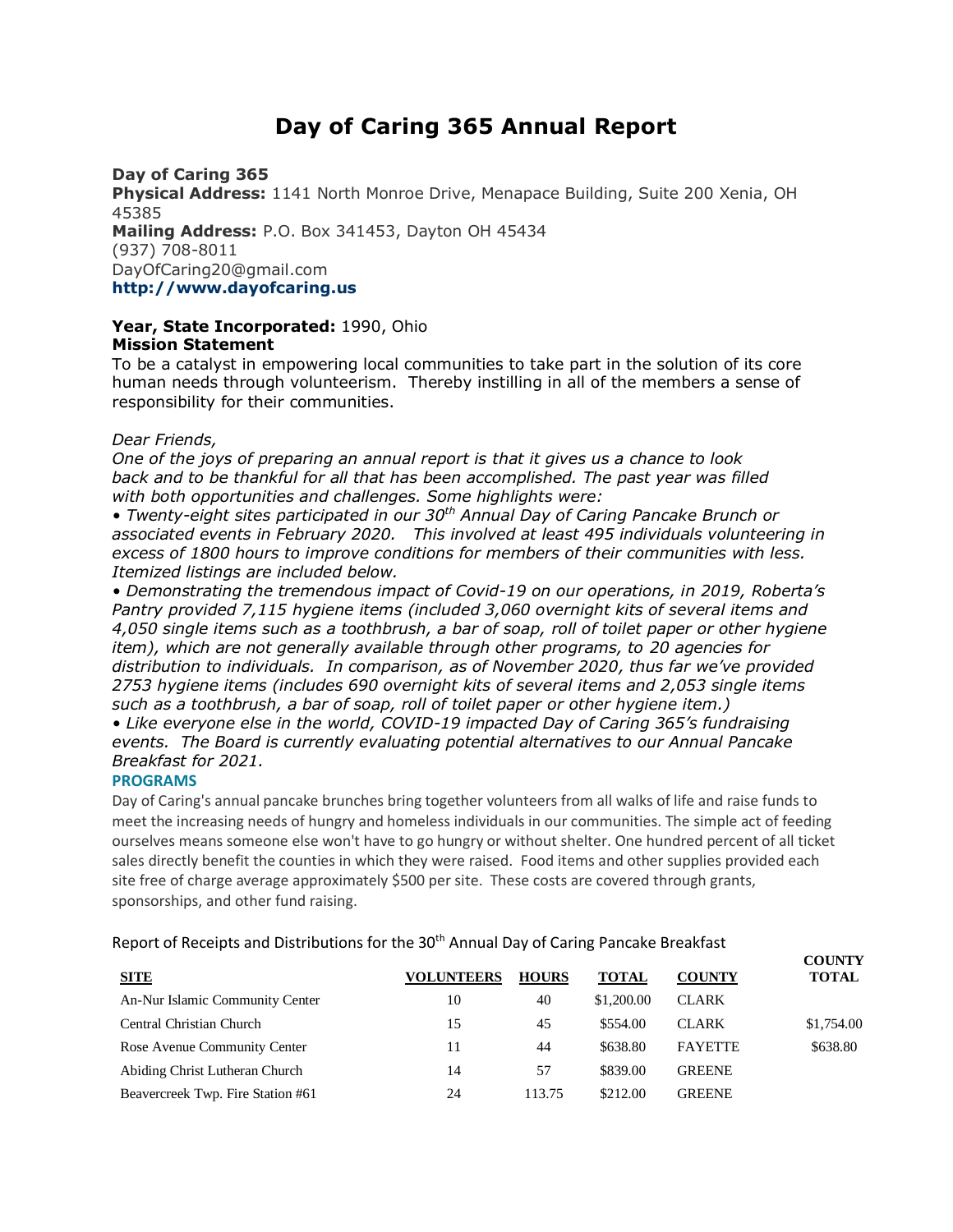# Day of Caring 365 Annual Report

**Day of Caring 365**
**Physical Address:** 1141 North Monroe Drive, Menapace Building, Suite 200 Xenia, OH 45385
**Mailing Address:** P.O. Box 341453, Dayton OH 45434
(937) 708-8011
DayOfCaring20@gmail.com
**http://www.dayofcaring.us**

**Year, State Incorporated:** 1990, Ohio
**Mission Statement**
To be a catalyst in empowering local communities to take part in the solution of its core human needs through volunteerism. Thereby instilling in all of the members a sense of responsibility for their communities.

*Dear Friends,*
*One of the joys of preparing an annual report is that it gives us a chance to look back and to be thankful for all that has been accomplished. The past year was filled with both opportunities and challenges. Some highlights were:*

- *Twenty-eight sites participated in our 30th Annual Day of Caring Pancake Brunch or associated events in February 2020. This involved at least 495 individuals volunteering in excess of 1800 hours to improve conditions for members of their communities with less. Itemized listings are included below.*
- *Demonstrating the tremendous impact of Covid-19 on our operations, in 2019, Roberta's Pantry provided 7,115 hygiene items (included 3,060 overnight kits of several items and 4,050 single items such as a toothbrush, a bar of soap, roll of toilet paper or other hygiene item), which are not generally available through other programs, to 20 agencies for distribution to individuals. In comparison, as of November 2020, thus far we've provided 2753 hygiene items (includes 690 overnight kits of several items and 2,053 single items such as a toothbrush, a bar of soap, roll of toilet paper or other hygiene item.)*
- *Like everyone else in the world, COVID-19 impacted Day of Caring 365's fundraising events. The Board is currently evaluating potential alternatives to our Annual Pancake Breakfast for 2021.*

## PROGRAMS

Day of Caring's annual pancake brunches bring together volunteers from all walks of life and raise funds to meet the increasing needs of hungry and homeless individuals in our communities. The simple act of feeding ourselves means someone else won't have to go hungry or without shelter. One hundred percent of all ticket sales directly benefit the counties in which they were raised. Food items and other supplies provided each site free of charge average approximately $500 per site. These costs are covered through grants, sponsorships, and other fund raising.

Report of Receipts and Distributions for the 30th Annual Day of Caring Pancake Breakfast

| SITE | VOLUNTEERS | HOURS | TOTAL | COUNTY | COUNTY TOTAL |
|---|---|---|---|---|---|
| An-Nur Islamic Community Center | 10 | 40 | $1,200.00 | CLARK | |
| Central Christian Church | 15 | 45 | $554.00 | CLARK | $1,754.00 |
| Rose Avenue Community Center | 11 | 44 | $638.80 | FAYETTE | $638.80 |
| Abiding Christ Lutheran Church | 14 | 57 | $839.00 | GREENE | |
| Beavercreek Twp. Fire Station #61 | 24 | 113.75 | $212.00 | GREENE | |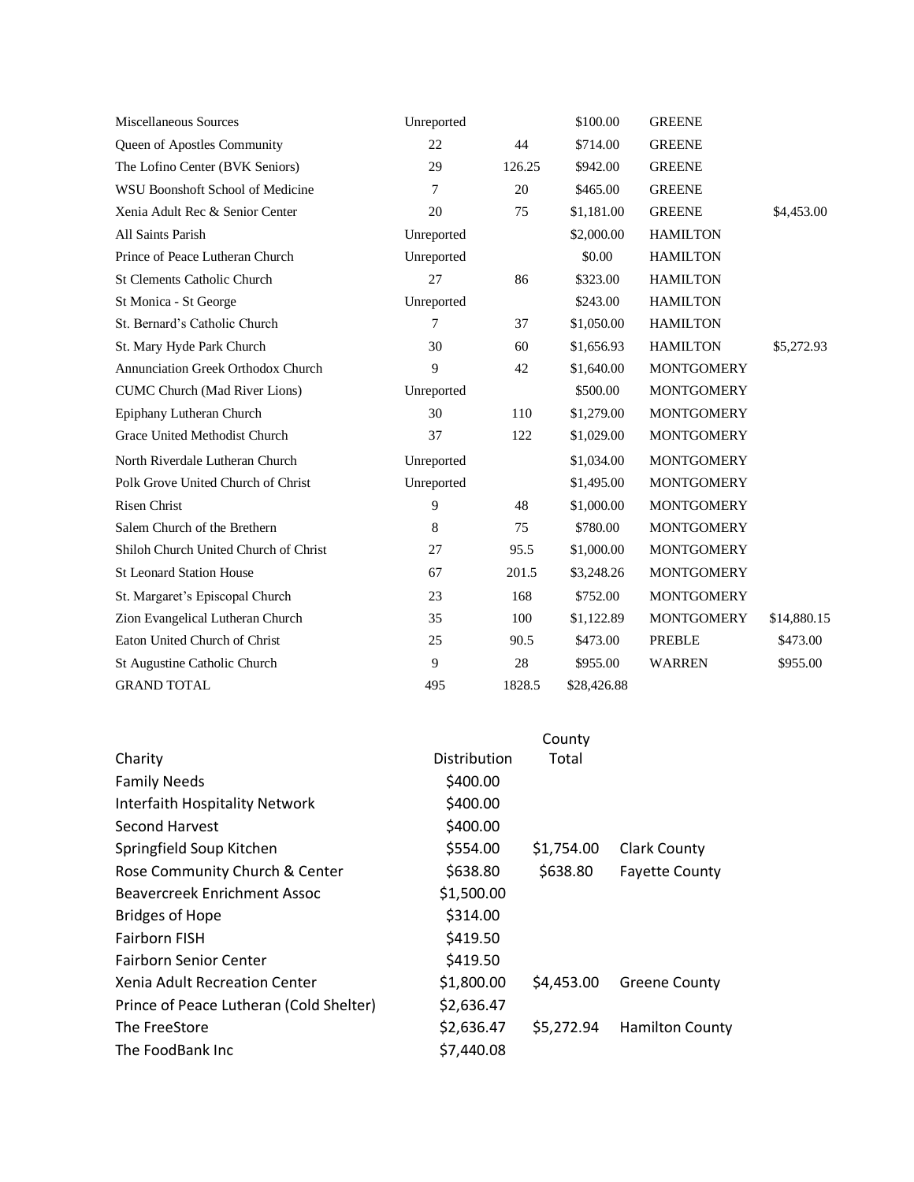| | | | | | |
|---|---|---|---|---|---|
| Miscellaneous Sources | Unreported | | $100.00 | GREENE | |
| Queen of Apostles Community | 22 | 44 | $714.00 | GREENE | |
| The Lofino Center (BVK Seniors) | 29 | 126.25 | $942.00 | GREENE | |
| WSU Boonshoft School of Medicine | 7 | 20 | $465.00 | GREENE | |
| Xenia Adult Rec & Senior Center | 20 | 75 | $1,181.00 | GREENE | $4,453.00 |
| All Saints Parish | Unreported | | $2,000.00 | HAMILTON | |
| Prince of Peace Lutheran Church | Unreported | | $0.00 | HAMILTON | |
| St Clements Catholic Church | 27 | 86 | $323.00 | HAMILTON | |
| St Monica - St George | Unreported | | $243.00 | HAMILTON | |
| St. Bernard's Catholic Church | 7 | 37 | $1,050.00 | HAMILTON | |
| St. Mary Hyde Park Church | 30 | 60 | $1,656.93 | HAMILTON | $5,272.93 |
| Annunciation Greek Orthodox Church | 9 | 42 | $1,640.00 | MONTGOMERY | |
| CUMC Church (Mad River Lions) | Unreported | | $500.00 | MONTGOMERY | |
| Epiphany Lutheran Church | 30 | 110 | $1,279.00 | MONTGOMERY | |
| Grace United Methodist Church | 37 | 122 | $1,029.00 | MONTGOMERY | |
| North Riverdale Lutheran Church | Unreported | | $1,034.00 | MONTGOMERY | |
| Polk Grove United Church of Christ | Unreported | | $1,495.00 | MONTGOMERY | |
| Risen Christ | 9 | 48 | $1,000.00 | MONTGOMERY | |
| Salem Church of the Brethern | 8 | 75 | $780.00 | MONTGOMERY | |
| Shiloh Church United Church of Christ | 27 | 95.5 | $1,000.00 | MONTGOMERY | |
| St Leonard Station House | 67 | 201.5 | $3,248.26 | MONTGOMERY | |
| St. Margaret's Episcopal Church | 23 | 168 | $752.00 | MONTGOMERY | |
| Zion Evangelical Lutheran Church | 35 | 100 | $1,122.89 | MONTGOMERY | $14,880.15 |
| Eaton United Church of Christ | 25 | 90.5 | $473.00 | PREBLE | $473.00 |
| St Augustine Catholic Church | 9 | 28 | $955.00 | WARREN | $955.00 |
| GRAND TOTAL | 495 | 1828.5 | $28,426.88 | | |

| Charity | Distribution | County Total | |
|---|---|---|---|
| Family Needs | $400.00 | | |
| Interfaith Hospitality Network | $400.00 | | |
| Second Harvest | $400.00 | | |
| Springfield Soup Kitchen | $554.00 | $1,754.00 | Clark County |
| Rose Community Church & Center | $638.80 | $638.80 | Fayette County |
| Beavercreek Enrichment Assoc | $1,500.00 | | |
| Bridges of Hope | $314.00 | | |
| Fairborn FISH | $419.50 | | |
| Fairborn Senior Center | $419.50 | | |
| Xenia Adult Recreation Center | $1,800.00 | $4,453.00 | Greene County |
| Prince of Peace Lutheran (Cold Shelter) | $2,636.47 | | |
| The FreeStore | $2,636.47 | $5,272.94 | Hamilton County |
| The FoodBank Inc | $7,440.08 | | |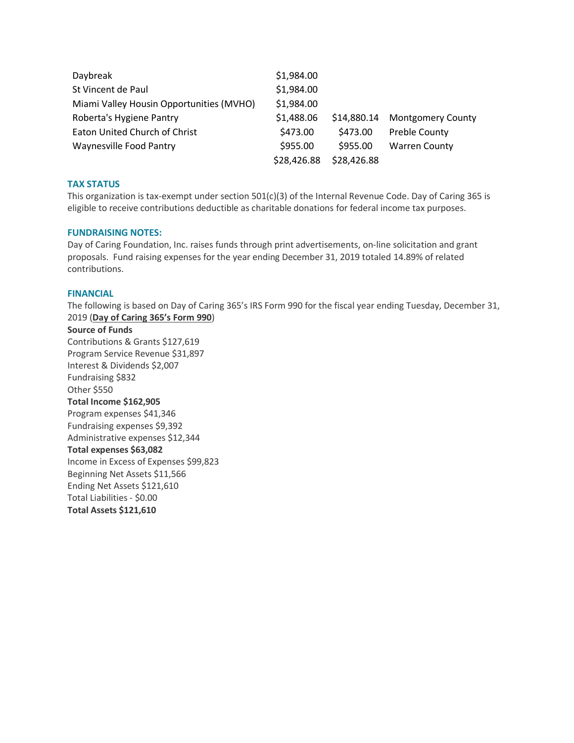| | | | |
|---|---|---|---|
| Daybreak | $1,984.00 | | |
| St Vincent de Paul | $1,984.00 | | |
| Miami Valley Housin Opportunities (MVHO) | $1,984.00 | | |
| Roberta's Hygiene Pantry | $1,488.06 | $14,880.14 | Montgomery County |
| Eaton United Church of Christ | $473.00 | $473.00 | Preble County |
| Waynesville Food Pantry | $955.00 | $955.00 | Warren County |
| | $28,426.88 | $28,426.88 | |

### TAX STATUS

This organization is tax-exempt under section 501(c)(3) of the Internal Revenue Code. Day of Caring 365 is eligible to receive contributions deductible as charitable donations for federal income tax purposes.

### FUNDRAISING NOTES:

Day of Caring Foundation, Inc. raises funds through print advertisements, on-line solicitation and grant proposals. Fund raising expenses for the year ending December 31, 2019 totaled 14.89% of related contributions.

### FINANCIAL

The following is based on Day of Caring 365's IRS Form 990 for the fiscal year ending Tuesday, December 31, 2019 (**Day of Caring 365's Form 990**)

**Source of Funds**

Contributions & Grants $127,619
Program Service Revenue $31,897
Interest & Dividends $2,007
Fundraising $832
Other $550
**Total Income $162,905**
Program expenses $41,346
Fundraising expenses $9,392
Administrative expenses $12,344
**Total expenses $63,082**
Income in Excess of Expenses $99,823
Beginning Net Assets $11,566
Ending Net Assets $121,610
Total Liabilities - $0.00
**Total Assets $121,610**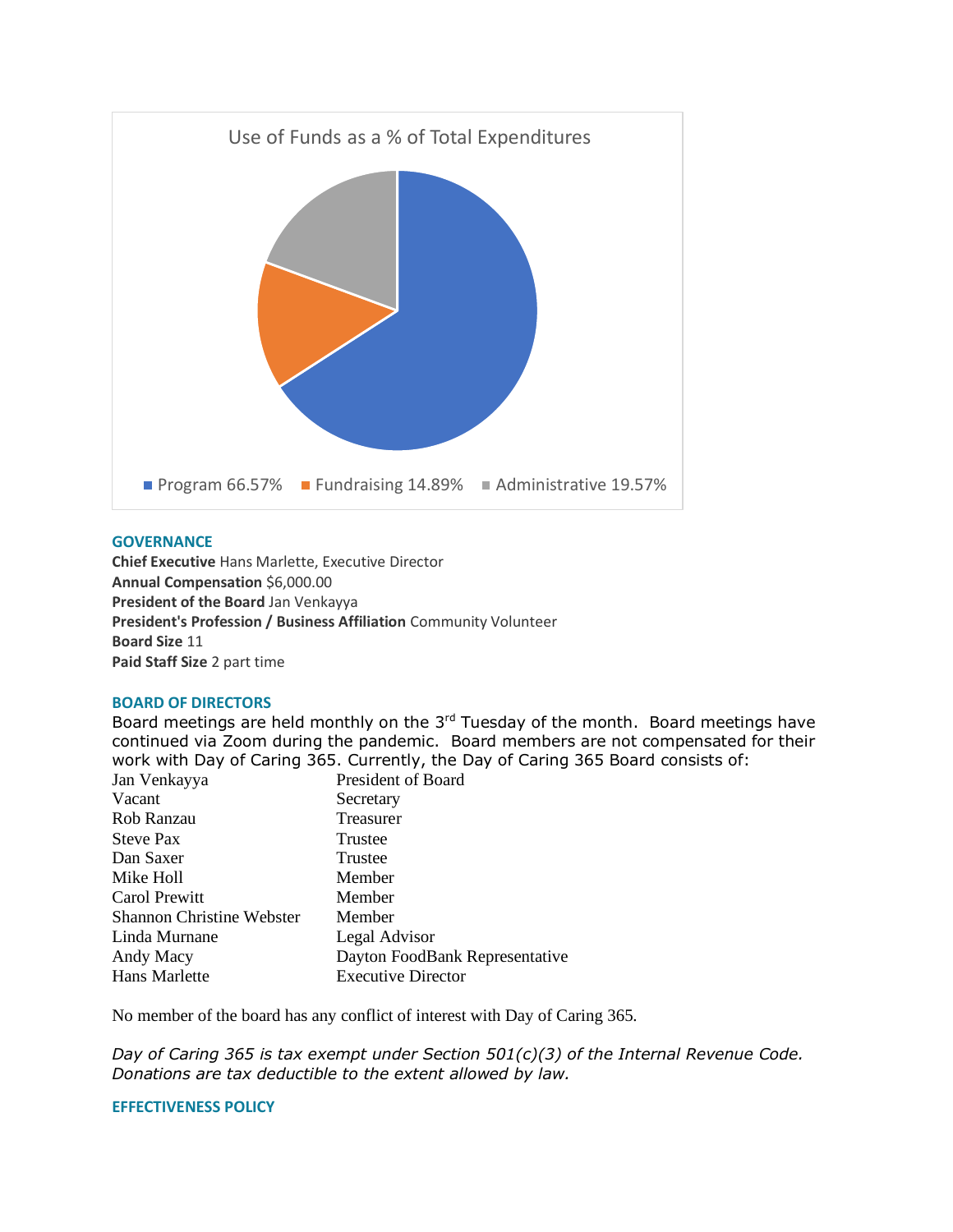Use of Funds as a % of Total Expenditures

- Program 66.57%
- Fundraising 14.89%
- Administrative 19.57%

## GOVERNANCE

**Chief Executive** Hans Marlette, Executive Director
**Annual Compensation** $6,000.00
**President of the Board** Jan Venkayya
**President's Profession / Business Affiliation** Community Volunteer
**Board Size** 11
**Paid Staff Size** 2 part time

## BOARD OF DIRECTORS

Board meetings are held monthly on the 3rd Tuesday of the month. Board meetings have continued via Zoom during the pandemic. Board members are not compensated for their work with Day of Caring 365. Currently, the Day of Caring 365 Board consists of:

| Name | Position |
|---|---|
| Jan Venkayya | President of Board |
| Vacant | Secretary |
| Rob Ranzau | Treasurer |
| Steve Pax | Trustee |
| Dan Saxer | Trustee |
| Mike Holl | Member |
| Carol Prewitt | Member |
| Shannon Christine Webster | Member |
| Linda Murnane | Legal Advisor |
| Andy Macy | Dayton FoodBank Representative |
| Hans Marlette | Executive Director |

No member of the board has any conflict of interest with Day of Caring 365.

*Day of Caring 365 is tax exempt under Section 501(c)(3) of the Internal Revenue Code. Donations are tax deductible to the extent allowed by law.*

## EFFECTIVENESS POLICY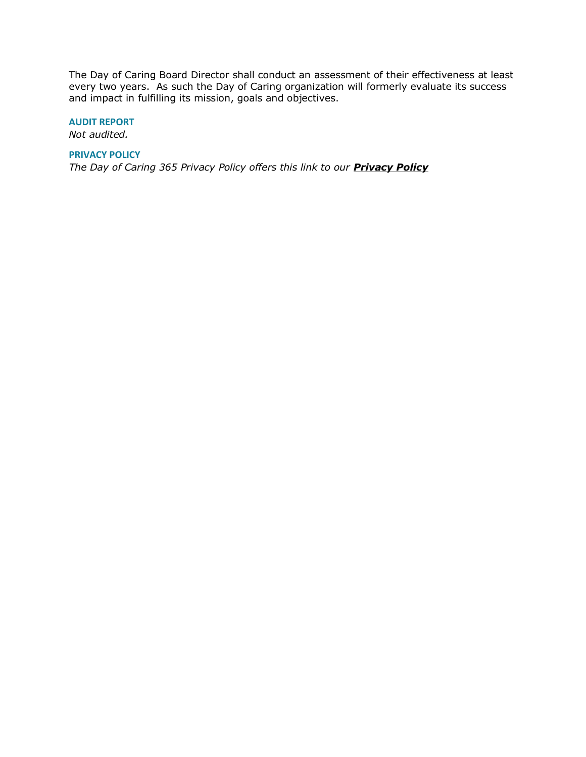The Day of Caring Board Director shall conduct an assessment of their effectiveness at least every two years.  As such the Day of Caring organization will formerly evaluate its success and impact in fulfilling its mission, goals and objectives.

### AUDIT REPORT

*Not audited.*

### PRIVACY POLICY

*The Day of Caring 365 Privacy Policy offers this link to our* ***Privacy Policy***